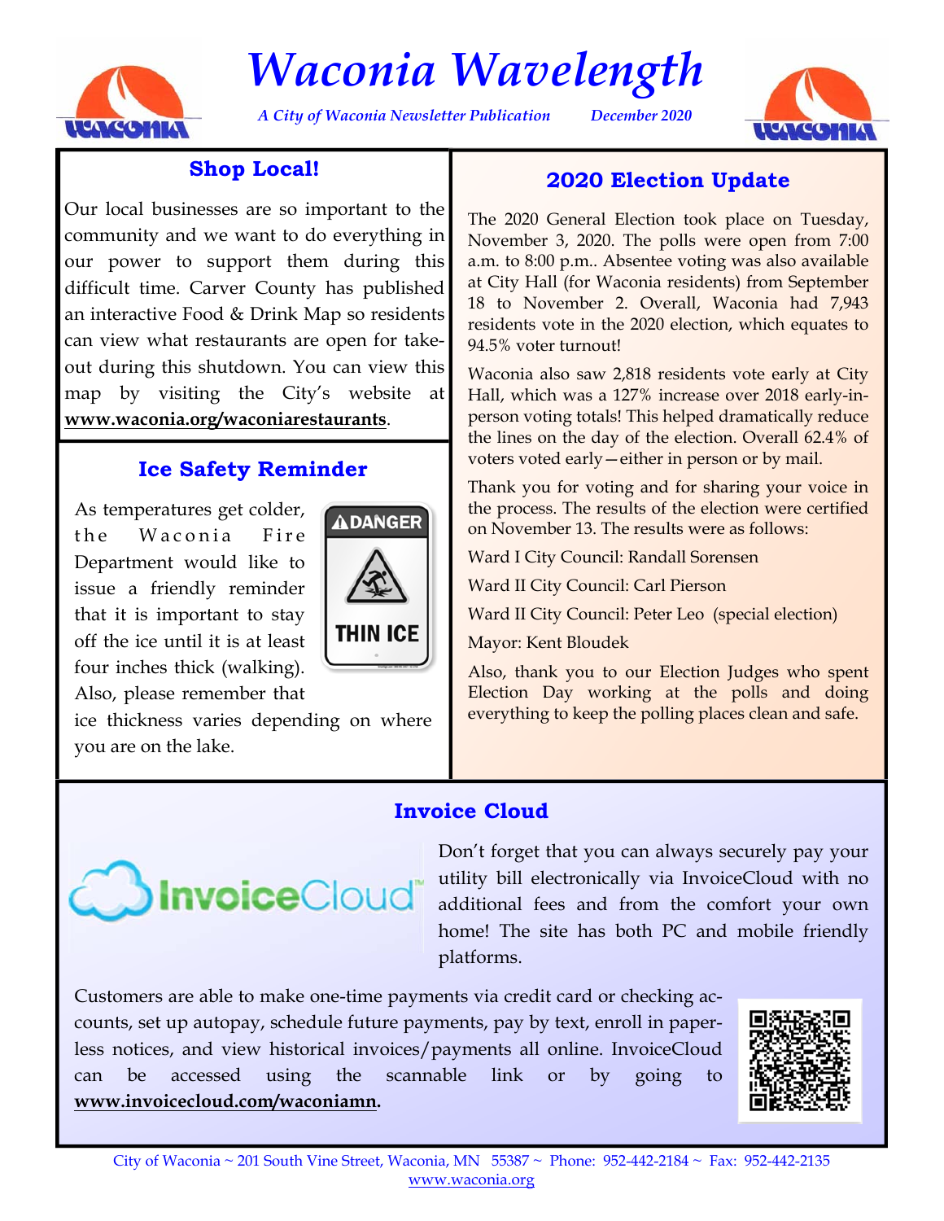# Waconia Wavelength

*A City of Waconia Newsletter Publication* *December 2020*

## Shop Local!

Our local businesses are so important to the community and we want to do everything in our power to support them during this difficult time. Carver County has published an interactive Food & Drink Map so residents can view what restaurants are open for take-out during this shutdown. You can view this map by visiting the City's website at **www.waconia.org/waconiarestaurants**.

## Ice Safety Reminder

As temperatures get colder, the Waconia Fire Department would like to issue a friendly reminder that it is important to stay off the ice until it is at least four inches thick (walking). Also, please remember that ice thickness varies depending on where you are on the lake.

## 2020 Election Update

The 2020 General Election took place on Tuesday, November 3, 2020. The polls were open from 7:00 a.m. to 8:00 p.m.. Absentee voting was also available at City Hall (for Waconia residents) from September 18 to November 2. Overall, Waconia had 7,943 residents vote in the 2020 election, which equates to 94.5% voter turnout!

Waconia also saw 2,818 residents vote early at City Hall, which was a 127% increase over 2018 early-in-person voting totals! This helped dramatically reduce the lines on the day of the election. Overall 62.4% of voters voted early—either in person or by mail.

Thank you for voting and for sharing your voice in the process. The results of the election were certified on November 13. The results were as follows:

Ward I City Council: Randall Sorensen

Ward II City Council: Carl Pierson

Ward II City Council: Peter Leo (special election)

Mayor: Kent Bloudek

Also, thank you to our Election Judges who spent Election Day working at the polls and doing everything to keep the polling places clean and safe.

## Invoice Cloud

Don't forget that you can always securely pay your utility bill electronically via InvoiceCloud with no additional fees and from the comfort your own home! The site has both PC and mobile friendly platforms.

Customers are able to make one-time payments via credit card or checking accounts, set up autopay, schedule future payments, pay by text, enroll in paperless notices, and view historical invoices/payments all online. InvoiceCloud can be accessed using the scannable link or by going to **www.invoicecloud.com/waconiamn.**

City of Waconia ~ 201 South Vine Street, Waconia, MN 55387 ~ Phone: 952-442-2184 ~ Fax: 952-442-2135
www.waconia.org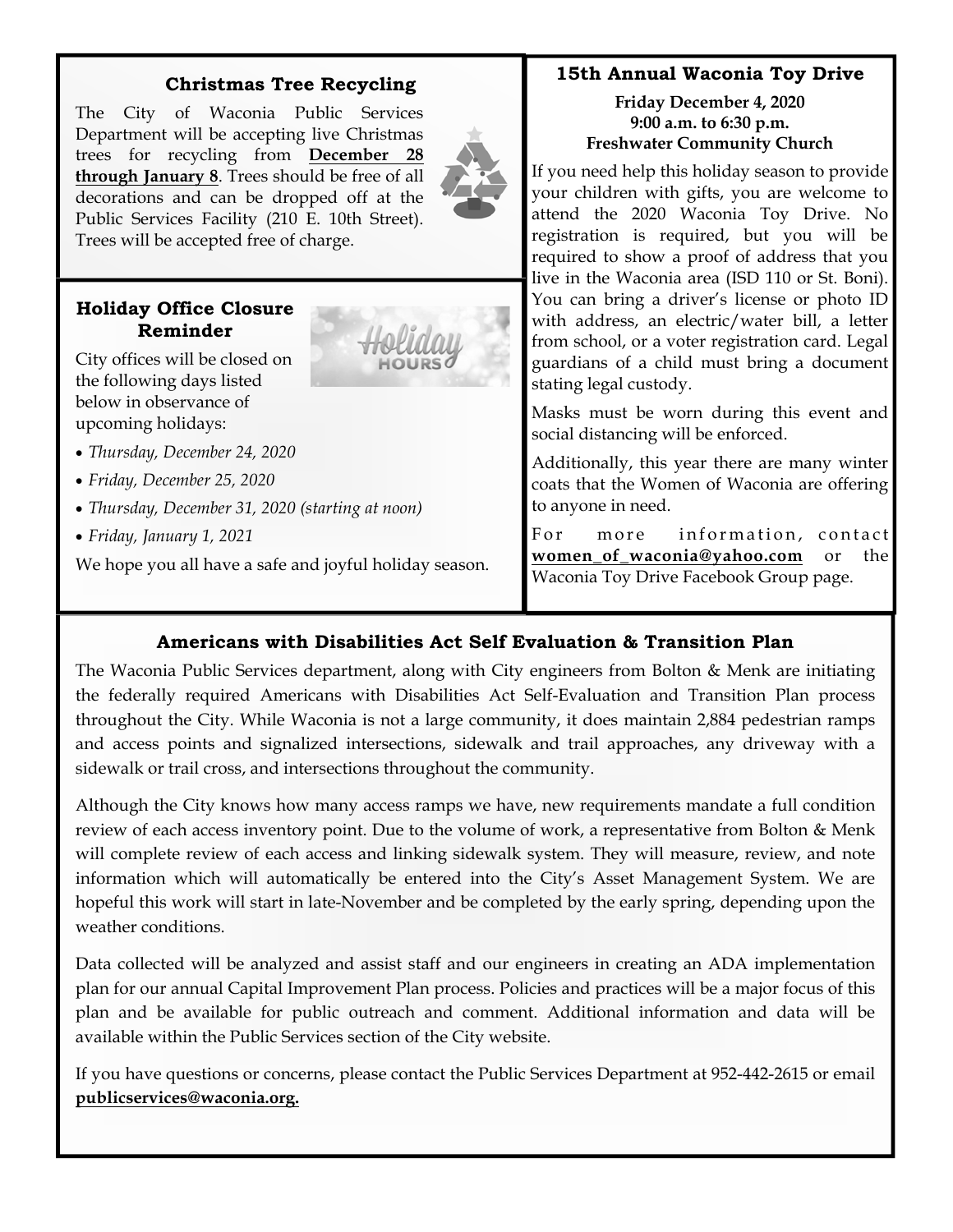## Christmas Tree Recycling

The City of Waconia Public Services Department will be accepting live Christmas trees for recycling from **December 28 through January 8**. Trees should be free of all decorations and can be dropped off at the Public Services Facility (210 E. 10th Street). Trees will be accepted free of charge.

## Holiday Office Closure Reminder

City offices will be closed on the following days listed below in observance of upcoming holidays:

- *Thursday, December 24, 2020*
- *Friday, December 25, 2020*
- *Thursday, December 31, 2020 (starting at noon)*
- *Friday, January 1, 2021*

We hope you all have a safe and joyful holiday season.

## 15th Annual Waconia Toy Drive

**Friday December 4, 2020**
**9:00 a.m. to 6:30 p.m.**
**Freshwater Community Church**

If you need help this holiday season to provide your children with gifts, you are welcome to attend the 2020 Waconia Toy Drive. No registration is required, but you will be required to show a proof of address that you live in the Waconia area (ISD 110 or St. Boni). You can bring a driver's license or photo ID with address, an electric/water bill, a letter from school, or a voter registration card. Legal guardians of a child must bring a document stating legal custody.

Masks must be worn during this event and social distancing will be enforced.

Additionally, this year there are many winter coats that the Women of Waconia are offering to anyone in need.

For more information, contact **women_of_waconia@yahoo.com** or the Waconia Toy Drive Facebook Group page.

## Americans with Disabilities Act Self Evaluation & Transition Plan

The Waconia Public Services department, along with City engineers from Bolton & Menk are initiating the federally required Americans with Disabilities Act Self-Evaluation and Transition Plan process throughout the City. While Waconia is not a large community, it does maintain 2,884 pedestrian ramps and access points and signalized intersections, sidewalk and trail approaches, any driveway with a sidewalk or trail cross, and intersections throughout the community.

Although the City knows how many access ramps we have, new requirements mandate a full condition review of each access inventory point. Due to the volume of work, a representative from Bolton & Menk will complete review of each access and linking sidewalk system. They will measure, review, and note information which will automatically be entered into the City's Asset Management System. We are hopeful this work will start in late-November and be completed by the early spring, depending upon the weather conditions.

Data collected will be analyzed and assist staff and our engineers in creating an ADA implementation plan for our annual Capital Improvement Plan process. Policies and practices will be a major focus of this plan and be available for public outreach and comment. Additional information and data will be available within the Public Services section of the City website.

If you have questions or concerns, please contact the Public Services Department at 952-442-2615 or email **publicservices@waconia.org.**